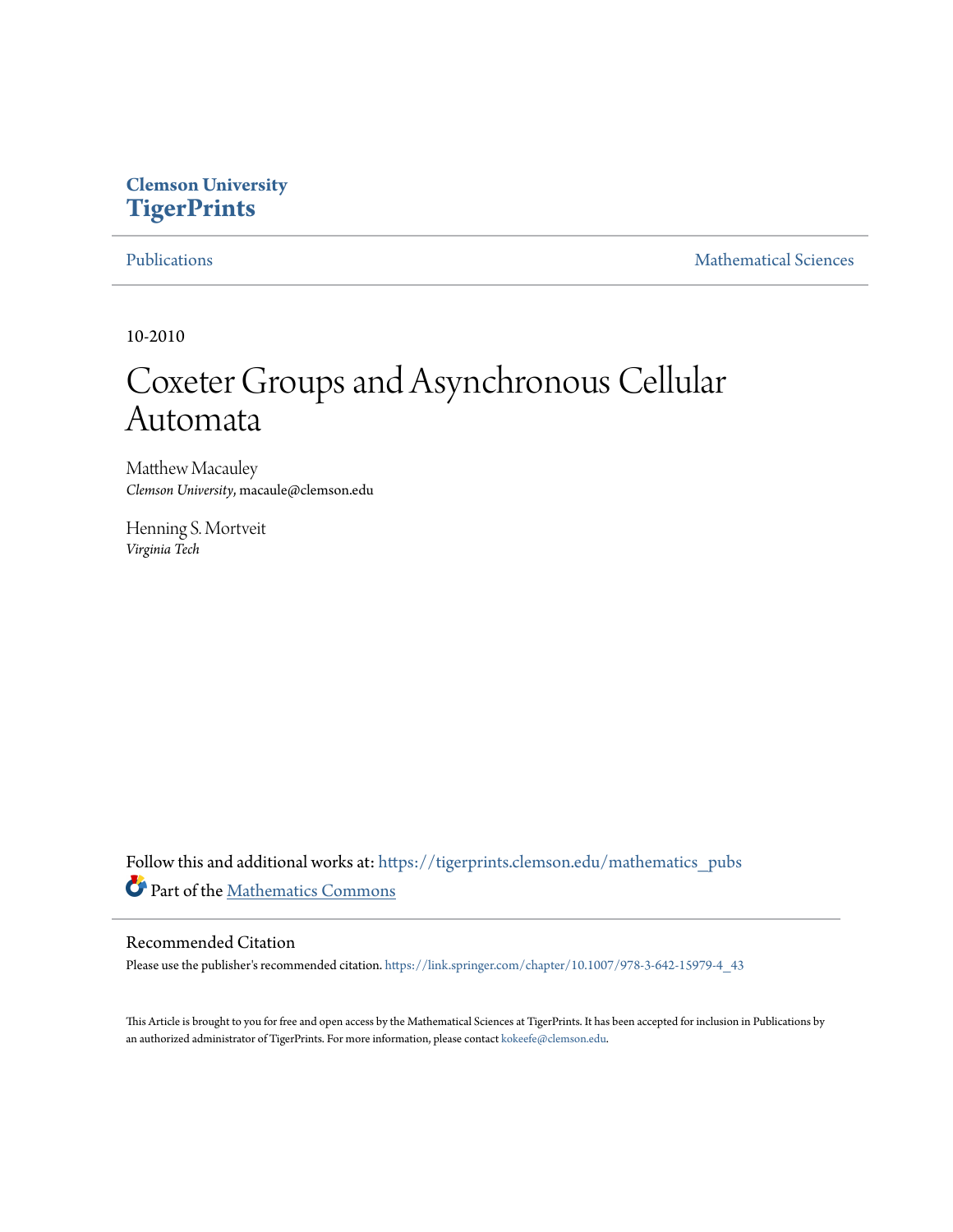**Clemson University**
**TigerPrints**

Publications | Mathematical Sciences

10-2010

# Coxeter Groups and Asynchronous Cellular Automata

Matthew Macauley
*Clemson University*, macaule@clemson.edu

Henning S. Mortveit
*Virginia Tech*

Follow this and additional works at: https://tigerprints.clemson.edu/mathematics_pubs

Part of the Mathematics Commons

## Recommended Citation

Please use the publisher's recommended citation. https://link.springer.com/chapter/10.1007/978-3-642-15979-4_43

This Article is brought to you for free and open access by the Mathematical Sciences at TigerPrints. It has been accepted for inclusion in Publications by an authorized administrator of TigerPrints. For more information, please contact kokeefe@clemson.edu.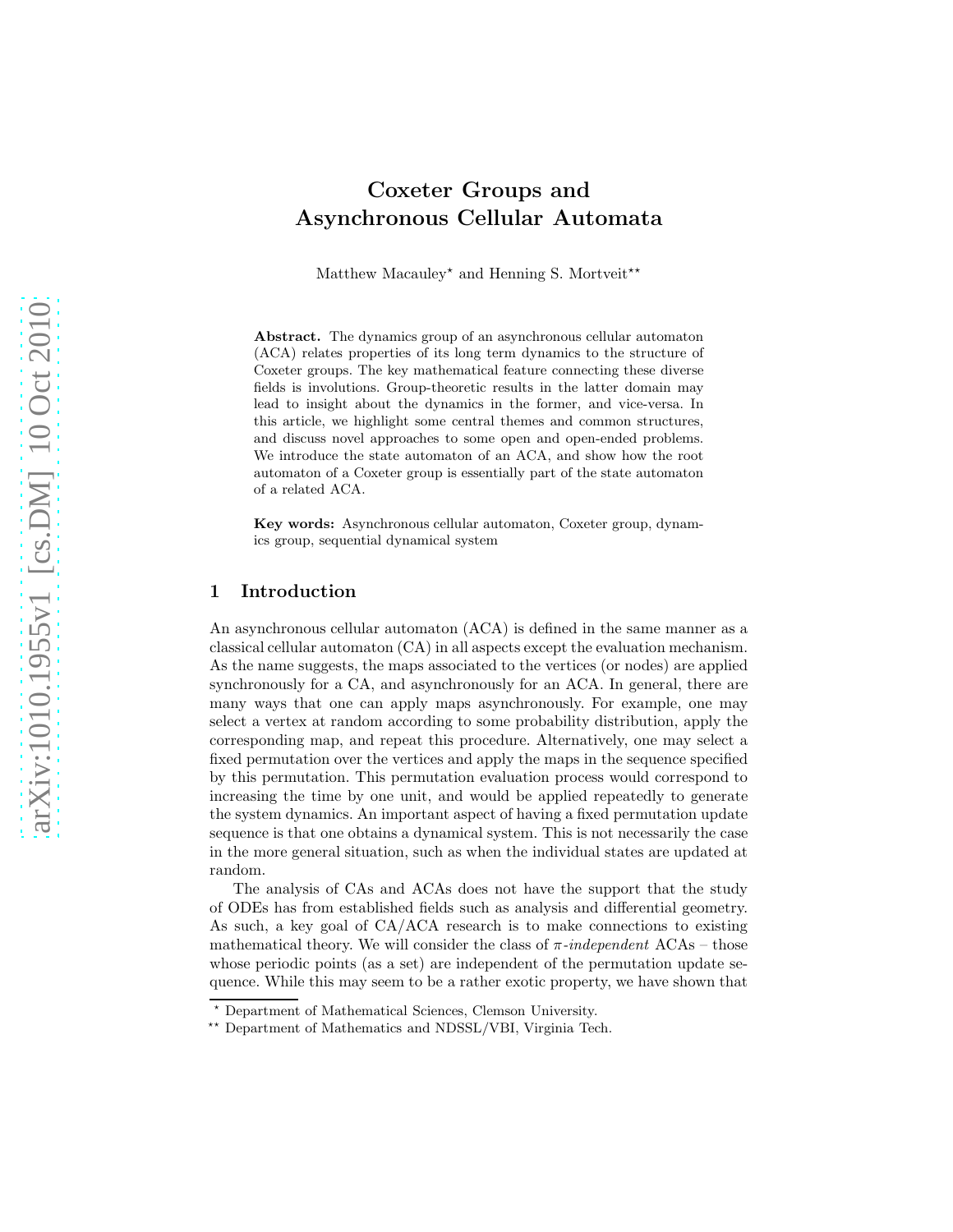# Coxeter Groups and Asynchronous Cellular Automata

Matthew Macauley[⋆] and Henning S. Mortveit[⋆⋆]

**Abstract.** The dynamics group of an asynchronous cellular automaton (ACA) relates properties of its long term dynamics to the structure of Coxeter groups. The key mathematical feature connecting these diverse fields is involutions. Group-theoretic results in the latter domain may lead to insight about the dynamics in the former, and vice-versa. In this article, we highlight some central themes and common structures, and discuss novel approaches to some open and open-ended problems. We introduce the state automaton of an ACA, and show how the root automaton of a Coxeter group is essentially part of the state automaton of a related ACA.

**Key words:** Asynchronous cellular automaton, Coxeter group, dynamics group, sequential dynamical system

## 1 Introduction

An asynchronous cellular automaton (ACA) is defined in the same manner as a classical cellular automaton (CA) in all aspects except the evaluation mechanism. As the name suggests, the maps associated to the vertices (or nodes) are applied synchronously for a CA, and asynchronously for an ACA. In general, there are many ways that one can apply maps asynchronously. For example, one may select a vertex at random according to some probability distribution, apply the corresponding map, and repeat this procedure. Alternatively, one may select a fixed permutation over the vertices and apply the maps in the sequence specified by this permutation. This permutation evaluation process would correspond to increasing the time by one unit, and would be applied repeatedly to generate the system dynamics. An important aspect of having a fixed permutation update sequence is that one obtains a dynamical system. This is not necessarily the case in the more general situation, such as when the individual states are updated at random.

The analysis of CAs and ACAs does not have the support that the study of ODEs has from established fields such as analysis and differential geometry. As such, a key goal of CA/ACA research is to make connections to existing mathematical theory. We will consider the class of $\pi$-*independent* ACAs – those whose periodic points (as a set) are independent of the permutation update sequence. While this may seem to be a rather exotic property, we have shown that

[⋆] Department of Mathematical Sciences, Clemson University.

[⋆⋆] Department of Mathematics and NDSSL/VBI, Virginia Tech.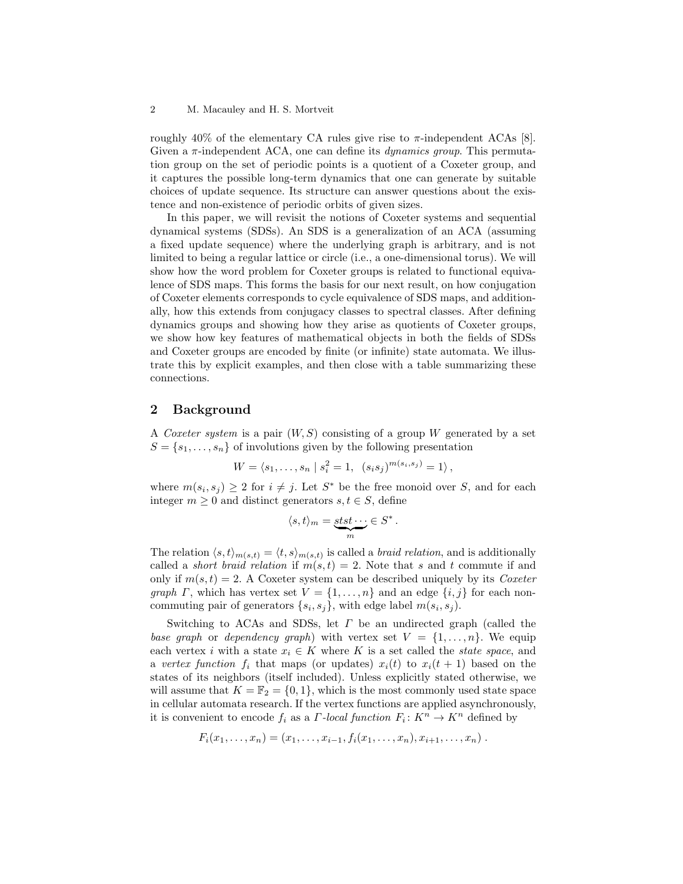roughly 40% of the elementary CA rules give rise to $\pi$-independent ACAs [8]. Given a $\pi$-independent ACA, one can define its *dynamics group*. This permutation group on the set of periodic points is a quotient of a Coxeter group, and it captures the possible long-term dynamics that one can generate by suitable choices of update sequence. Its structure can answer questions about the existence and non-existence of periodic orbits of given sizes.

In this paper, we will revisit the notions of Coxeter systems and sequential dynamical systems (SDSs). An SDS is a generalization of an ACA (assuming a fixed update sequence) where the underlying graph is arbitrary, and is not limited to being a regular lattice or circle (i.e., a one-dimensional torus). We will show how the word problem for Coxeter groups is related to functional equivalence of SDS maps. This forms the basis for our next result, on how conjugation of Coxeter elements corresponds to cycle equivalence of SDS maps, and additionally, how this extends from conjugacy classes to spectral classes. After defining dynamics groups and showing how they arise as quotients of Coxeter groups, we show how key features of mathematical objects in both the fields of SDSs and Coxeter groups are encoded by finite (or infinite) state automata. We illustrate this by explicit examples, and then close with a table summarizing these connections.

## 2 Background

A *Coxeter system* is a pair $(W, S)$ consisting of a group $W$ generated by a set $S = \{s_1, \ldots, s_n\}$ of involutions given by the following presentation

$$W = \langle s_1, \ldots, s_n \mid s_i^2 = 1, \ (s_i s_j)^{m(s_i, s_j)} = 1 \rangle ,$$

where $m(s_i, s_j) \geq 2$ for $i \neq j$. Let $S^*$ be the free monoid over $S$, and for each integer $m \geq 0$ and distinct generators $s, t \in S$, define

$$\langle s, t \rangle_m = \underbrace{stst\cdots}_{m} \in S^* .$$

The relation $\langle s, t \rangle_{m(s,t)} = \langle t, s \rangle_{m(s,t)}$ is called a *braid relation*, and is additionally called a *short braid relation* if $m(s,t) = 2$. Note that $s$ and $t$ commute if and only if $m(s,t) = 2$. A Coxeter system can be described uniquely by its *Coxeter graph* $\Gamma$, which has vertex set $V = \{1, \ldots, n\}$ and an edge $\{i, j\}$ for each non-commuting pair of generators $\{s_i, s_j\}$, with edge label $m(s_i, s_j)$.

Switching to ACAs and SDSs, let $\Gamma$ be an undirected graph (called the *base graph* or *dependency graph*) with vertex set $V = \{1, \ldots, n\}$. We equip each vertex $i$ with a state $x_i \in K$ where $K$ is a set called the *state space*, and a *vertex function* $f_i$ that maps (or updates) $x_i(t)$ to $x_i(t+1)$ based on the states of its neighbors (itself included). Unless explicitly stated otherwise, we will assume that $K = \mathbb{F}_2 = \{0, 1\}$, which is the most commonly used state space in cellular automata research. If the vertex functions are applied asynchronously, it is convenient to encode $f_i$ as a *$\Gamma$-local function* $F_i \colon K^n \to K^n$ defined by

$$F_i(x_1, \ldots, x_n) = (x_1, \ldots, x_{i-1}, f_i(x_1, \ldots, x_n), x_{i+1}, \ldots, x_n) .$$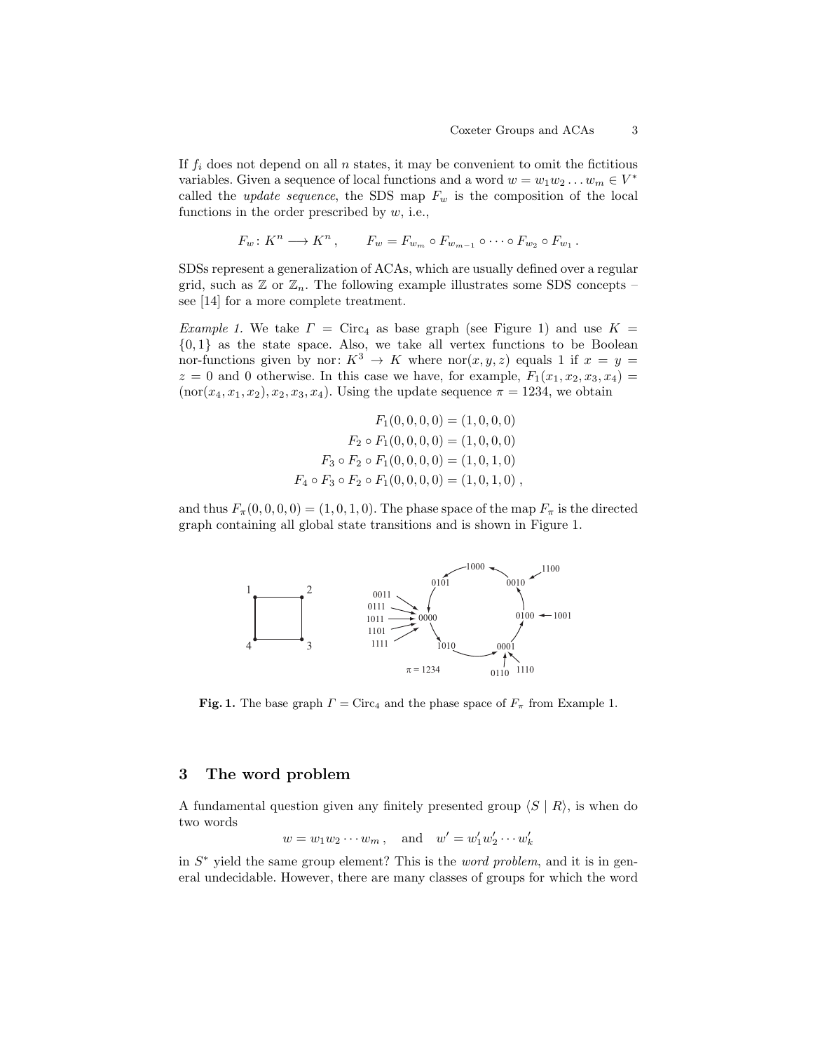If $f_i$ does not depend on all $n$ states, it may be convenient to omit the fictitious variables. Given a sequence of local functions and a word $w = w_1 w_2 \ldots w_m \in V^*$ called the *update sequence*, the SDS map $F_w$ is the composition of the local functions in the order prescribed by $w$, i.e.,

$$F_w \colon K^n \longrightarrow K^n , \qquad F_w = F_{w_m} \circ F_{w_{m-1}} \circ \cdots \circ F_{w_2} \circ F_{w_1} .$$

SDSs represent a generalization of ACAs, which are usually defined over a regular grid, such as $\mathbb{Z}$ or $\mathbb{Z}_n$. The following example illustrates some SDS concepts – see [14] for a more complete treatment.

*Example 1.* We take $\Gamma = \mathrm{Circ}_4$ as base graph (see Figure 1) and use $K = \{0, 1\}$ as the state space. Also, we take all vertex functions to be Boolean nor-functions given by nor: $K^3 \to K$ where $\mathrm{nor}(x, y, z)$ equals 1 if $x = y = z = 0$ and 0 otherwise. In this case we have, for example, $F_1(x_1, x_2, x_3, x_4) = (\mathrm{nor}(x_4, x_1, x_2), x_2, x_3, x_4)$. Using the update sequence $\pi = 1234$, we obtain

$$\begin{aligned} F_1(0,0,0,0) &= (1,0,0,0) \\ F_2 \circ F_1(0,0,0,0) &= (1,0,0,0) \\ F_3 \circ F_2 \circ F_1(0,0,0,0) &= (1,0,1,0) \\ F_4 \circ F_3 \circ F_2 \circ F_1(0,0,0,0) &= (1,0,1,0) , \end{aligned}$$

and thus $F_\pi(0,0,0,0) = (1,0,1,0)$. The phase space of the map $F_\pi$ is the directed graph containing all global state transitions and is shown in Figure 1.

**Fig. 1.** The base graph $\Gamma = \mathrm{Circ}_4$ and the phase space of $F_\pi$ from Example 1.

## 3 The word problem

A fundamental question given any finitely presented group $\langle S \mid R \rangle$, is when do two words

$$w = w_1 w_2 \cdots w_m , \quad \text{and} \quad w' = w'_1 w'_2 \cdots w'_k$$

in $S^*$ yield the same group element? This is the *word problem*, and it is in general undecidable. However, there are many classes of groups for which the word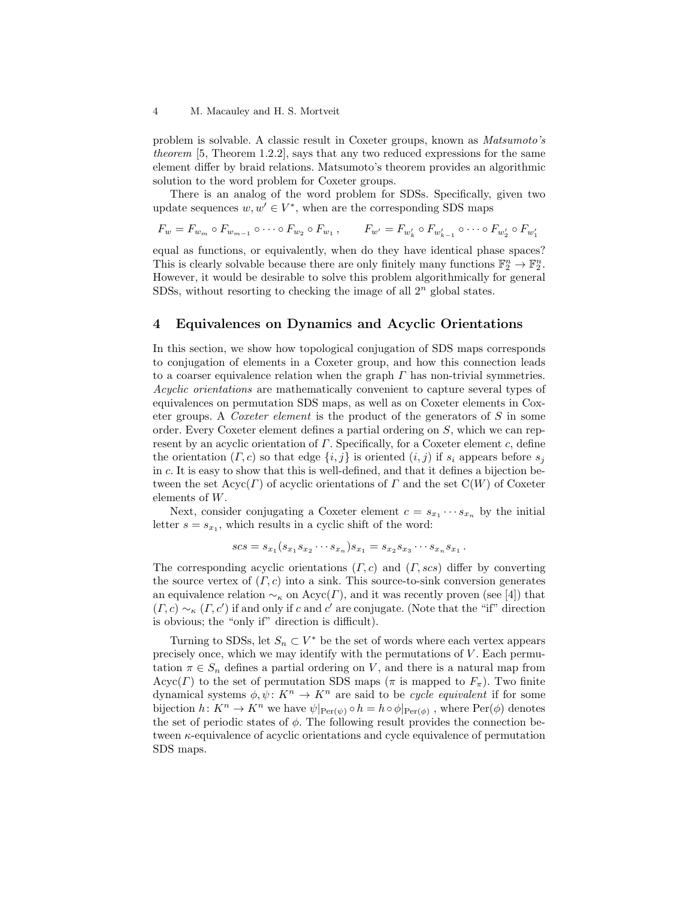problem is solvable. A classic result in Coxeter groups, known as *Matsumoto's theorem* [5, Theorem 1.2.2], says that any two reduced expressions for the same element differ by braid relations. Matsumoto's theorem provides an algorithmic solution to the word problem for Coxeter groups.

There is an analog of the word problem for SDSs. Specifically, given two update sequences $w, w' \in V^*$, when are the corresponding SDS maps

$$F_w = F_{w_m} \circ F_{w_{m-1}} \circ \cdots \circ F_{w_2} \circ F_{w_1}\,, \qquad F_{w'} = F_{w'_k} \circ F_{w'_{k-1}} \circ \cdots \circ F_{w'_2} \circ F_{w'_1}$$

equal as functions, or equivalently, when do they have identical phase spaces? This is clearly solvable because there are only finitely many functions $\mathbb{F}_2^n \to \mathbb{F}_2^n$. However, it would be desirable to solve this problem algorithmically for general SDSs, without resorting to checking the image of all $2^n$ global states.

## 4 Equivalences on Dynamics and Acyclic Orientations

In this section, we show how topological conjugation of SDS maps corresponds to conjugation of elements in a Coxeter group, and how this connection leads to a coarser equivalence relation when the graph $\Gamma$ has non-trivial symmetries. *Acyclic orientations* are mathematically convenient to capture several types of equivalences on permutation SDS maps, as well as on Coxeter elements in Coxeter groups. A *Coxeter element* is the product of the generators of $S$ in some order. Every Coxeter element defines a partial ordering on $S$, which we can represent by an acyclic orientation of $\Gamma$. Specifically, for a Coxeter element $c$, define the orientation $(\Gamma, c)$ so that edge $\{i, j\}$ is oriented $(i, j)$ if $s_i$ appears before $s_j$ in $c$. It is easy to show that this is well-defined, and that it defines a bijection between the set $\mathrm{Acyc}(\Gamma)$ of acyclic orientations of $\Gamma$ and the set $\mathrm{C}(W)$ of Coxeter elements of $W$.

Next, consider conjugating a Coxeter element $c = s_{x_1} \cdots s_{x_n}$ by the initial letter $s = s_{x_1}$, which results in a cyclic shift of the word:

$$scs = s_{x_1}(s_{x_1} s_{x_2} \cdots s_{x_n})s_{x_1} = s_{x_2} s_{x_3} \cdots s_{x_n} s_{x_1}\,.$$

The corresponding acyclic orientations $(\Gamma, c)$ and $(\Gamma, scs)$ differ by converting the source vertex of $(\Gamma, c)$ into a sink. This source-to-sink conversion generates an equivalence relation $\sim_\kappa$ on $\mathrm{Acyc}(\Gamma)$, and it was recently proven (see [4]) that $(\Gamma, c) \sim_\kappa (\Gamma, c')$ if and only if $c$ and $c'$ are conjugate. (Note that the "if" direction is obvious; the "only if" direction is difficult).

Turning to SDSs, let $S_n \subset V^*$ be the set of words where each vertex appears precisely once, which we may identify with the permutations of $V$. Each permutation $\pi \in S_n$ defines a partial ordering on $V$, and there is a natural map from $\mathrm{Acyc}(\Gamma)$ to the set of permutation SDS maps ($\pi$ is mapped to $F_\pi$). Two finite dynamical systems $\phi, \psi \colon K^n \to K^n$ are said to be *cycle equivalent* if for some bijection $h \colon K^n \to K^n$ we have $\psi|_{\mathrm{Per}(\psi)} \circ h = h \circ \phi|_{\mathrm{Per}(\phi)}$ , where $\mathrm{Per}(\phi)$ denotes the set of periodic states of $\phi$. The following result provides the connection between $\kappa$-equivalence of acyclic orientations and cycle equivalence of permutation SDS maps.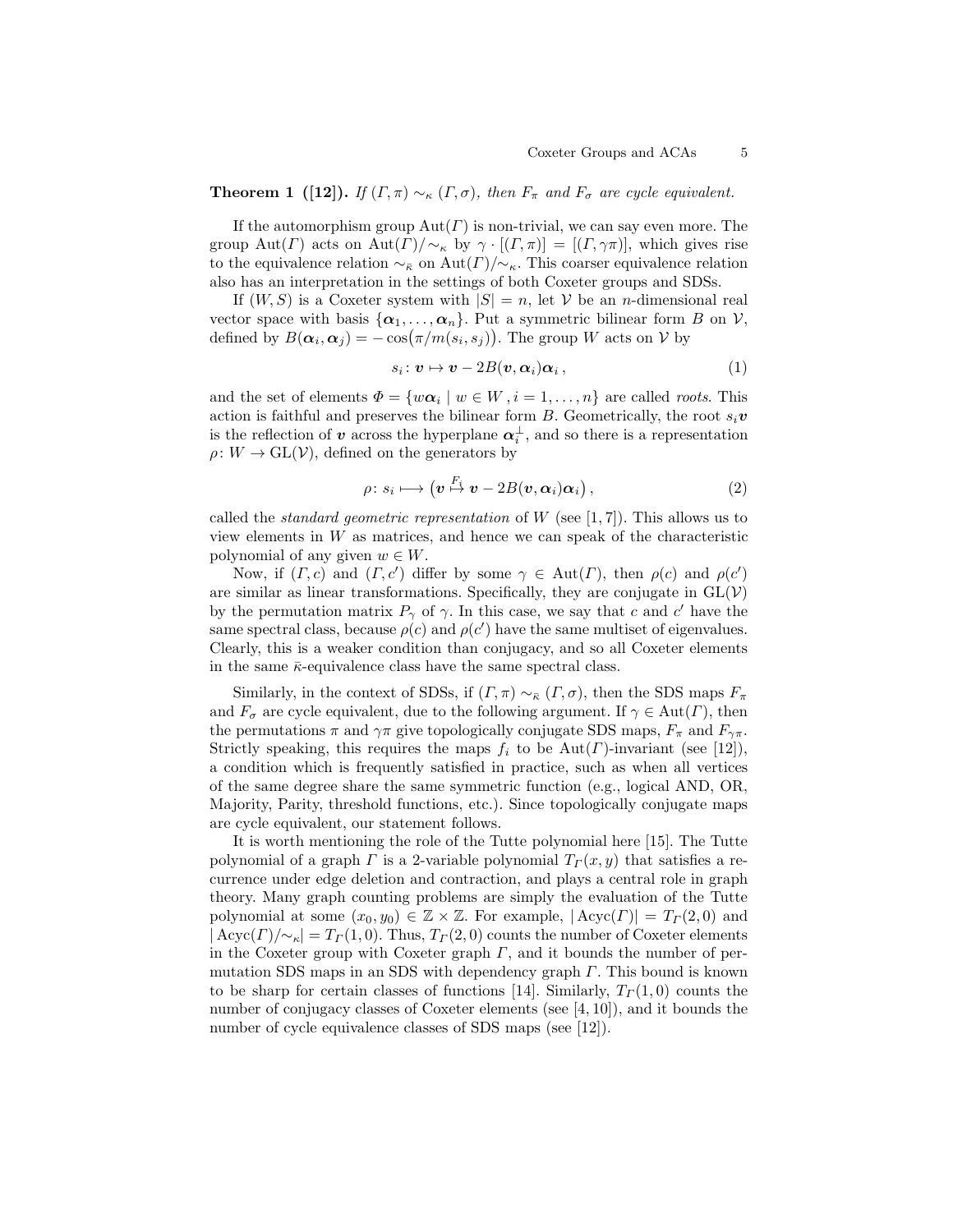**Theorem 1 ([12]).** *If $(\Gamma, \pi) \sim_\kappa (\Gamma, \sigma)$, then $F_\pi$ and $F_\sigma$ are cycle equivalent.*

If the automorphism group $\mathrm{Aut}(\Gamma)$ is non-trivial, we can say even more. The group $\mathrm{Aut}(\Gamma)$ acts on $\mathrm{Aut}(\Gamma)/\sim_\kappa$ by $\gamma \cdot [(\Gamma, \pi)] = [(\Gamma, \gamma\pi)]$, which gives rise to the equivalence relation $\sim_{\bar{\kappa}}$ on $\mathrm{Aut}(\Gamma)/\sim_\kappa$. This coarser equivalence relation also has an interpretation in the settings of both Coxeter groups and SDSs.

If $(W, S)$ is a Coxeter system with $|S| = n$, let $\mathcal{V}$ be an $n$-dimensional real vector space with basis $\{\boldsymbol{\alpha}_1, \dots, \boldsymbol{\alpha}_n\}$. Put a symmetric bilinear form $B$ on $\mathcal{V}$, defined by $B(\boldsymbol{\alpha}_i, \boldsymbol{\alpha}_j) = -\cos\big(\pi/m(s_i, s_j)\big)$. The group $W$ acts on $\mathcal{V}$ by

$$s_i \colon \boldsymbol{v} \mapsto \boldsymbol{v} - 2B(\boldsymbol{v}, \boldsymbol{\alpha}_i)\boldsymbol{\alpha}_i \,, \tag{1}$$

and the set of elements $\Phi = \{w\boldsymbol{\alpha}_i \mid w \in W, i = 1, \dots, n\}$ are called *roots*. This action is faithful and preserves the bilinear form $B$. Geometrically, the root $s_i\boldsymbol{v}$ is the reflection of $\boldsymbol{v}$ across the hyperplane $\boldsymbol{\alpha}_i^\perp$, and so there is a representation $\rho \colon W \to \mathrm{GL}(\mathcal{V})$, defined on the generators by

$$\rho \colon s_i \longmapsto \big(\boldsymbol{v} \overset{F_i}{\mapsto} \boldsymbol{v} - 2B(\boldsymbol{v}, \boldsymbol{\alpha}_i)\boldsymbol{\alpha}_i\big) \,, \tag{2}$$

called the *standard geometric representation* of $W$ (see [1, 7]). This allows us to view elements in $W$ as matrices, and hence we can speak of the characteristic polynomial of any given $w \in W$.

Now, if $(\Gamma, c)$ and $(\Gamma, c')$ differ by some $\gamma \in \mathrm{Aut}(\Gamma)$, then $\rho(c)$ and $\rho(c')$ are similar as linear transformations. Specifically, they are conjugate in $\mathrm{GL}(\mathcal{V})$ by the permutation matrix $P_\gamma$ of $\gamma$. In this case, we say that $c$ and $c'$ have the same spectral class, because $\rho(c)$ and $\rho(c')$ have the same multiset of eigenvalues. Clearly, this is a weaker condition than conjugacy, and so all Coxeter elements in the same $\bar{\kappa}$-equivalence class have the same spectral class.

Similarly, in the context of SDSs, if $(\Gamma, \pi) \sim_{\bar{\kappa}} (\Gamma, \sigma)$, then the SDS maps $F_\pi$ and $F_\sigma$ are cycle equivalent, due to the following argument. If $\gamma \in \mathrm{Aut}(\Gamma)$, then the permutations $\pi$ and $\gamma\pi$ give topologically conjugate SDS maps, $F_\pi$ and $F_{\gamma\pi}$. Strictly speaking, this requires the maps $f_i$ to be $\mathrm{Aut}(\Gamma)$-invariant (see [12]), a condition which is frequently satisfied in practice, such as when all vertices of the same degree share the same symmetric function (e.g., logical AND, OR, Majority, Parity, threshold functions, etc.). Since topologically conjugate maps are cycle equivalent, our statement follows.

It is worth mentioning the role of the Tutte polynomial here [15]. The Tutte polynomial of a graph $\Gamma$ is a 2-variable polynomial $T_\Gamma(x, y)$ that satisfies a recurrence under edge deletion and contraction, and plays a central role in graph theory. Many graph counting problems are simply the evaluation of the Tutte polynomial at some $(x_0, y_0) \in \mathbb{Z} \times \mathbb{Z}$. For example, $|\mathrm{Acyc}(\Gamma)| = T_\Gamma(2, 0)$ and $|\mathrm{Acyc}(\Gamma)/\sim_\kappa| = T_\Gamma(1, 0)$. Thus, $T_\Gamma(2, 0)$ counts the number of Coxeter elements in the Coxeter group with Coxeter graph $\Gamma$, and it bounds the number of permutation SDS maps in an SDS with dependency graph $\Gamma$. This bound is known to be sharp for certain classes of functions [14]. Similarly, $T_\Gamma(1, 0)$ counts the number of conjugacy classes of Coxeter elements (see [4, 10]), and it bounds the number of cycle equivalence classes of SDS maps (see [12]).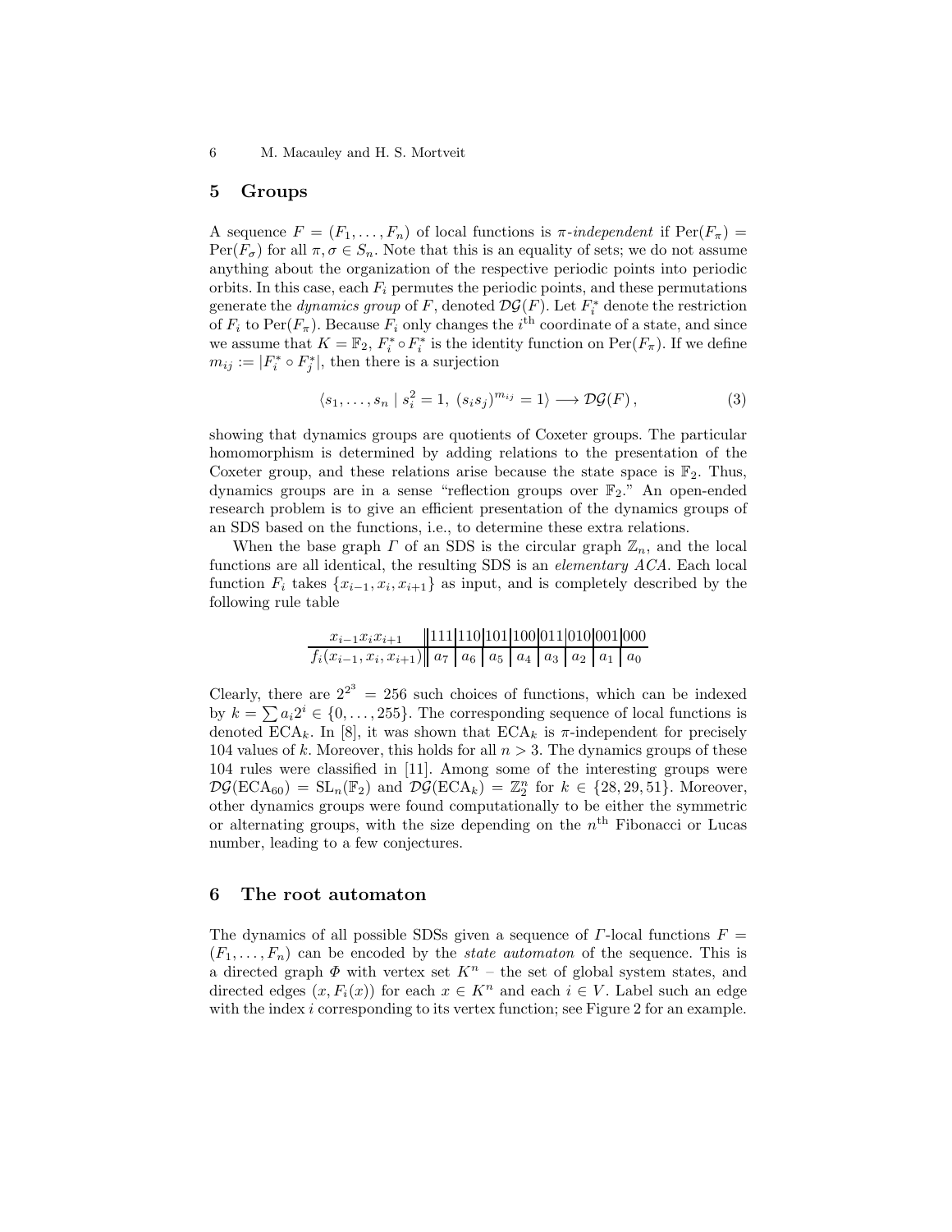## 5 Groups

A sequence $F = (F_1, \ldots, F_n)$ of local functions is *$\pi$-independent* if $\mathrm{Per}(F_\pi) = \mathrm{Per}(F_\sigma)$ for all $\pi, \sigma \in S_n$. Note that this is an equality of sets; we do not assume anything about the organization of the respective periodic points into periodic orbits. In this case, each $F_i$ permutes the periodic points, and these permutations generate the *dynamics group* of $F$, denoted $\mathcal{DG}(F)$. Let $F_i^*$ denote the restriction of $F_i$ to $\mathrm{Per}(F_\pi)$. Because $F_i$ only changes the $i^{\text{th}}$ coordinate of a state, and since we assume that $K = \mathbb{F}_2$, $F_i^* \circ F_i^*$ is the identity function on $\mathrm{Per}(F_\pi)$. If we define $m_{ij} := |F_i^* \circ F_j^*|$, then there is a surjection

$$\langle s_1, \ldots, s_n \mid s_i^2 = 1,\ (s_i s_j)^{m_{ij}} = 1 \rangle \longrightarrow \mathcal{DG}(F)\,, \tag{3}$$

showing that dynamics groups are quotients of Coxeter groups. The particular homomorphism is determined by adding relations to the presentation of the Coxeter group, and these relations arise because the state space is $\mathbb{F}_2$. Thus, dynamics groups are in a sense "reflection groups over $\mathbb{F}_2$." An open-ended research problem is to give an efficient presentation of the dynamics groups of an SDS based on the functions, i.e., to determine these extra relations.

When the base graph $\Gamma$ of an SDS is the circular graph $\mathbb{Z}_n$, and the local functions are all identical, the resulting SDS is an *elementary ACA*. Each local function $F_i$ takes $\{x_{i-1}, x_i, x_{i+1}\}$ as input, and is completely described by the following rule table

| $x_{i-1}x_ix_{i+1}$ | 111 | 110 | 101 | 100 | 011 | 010 | 001 | 000 |
|---|---|---|---|---|---|---|---|---|
| $f_i(x_{i-1}, x_i, x_{i+1})$ | $a_7$ | $a_6$ | $a_5$ | $a_4$ | $a_3$ | $a_2$ | $a_1$ | $a_0$ |

Clearly, there are $2^{2^3} = 256$ such choices of functions, which can be indexed by $k = \sum a_i 2^i \in \{0, \ldots, 255\}$. The corresponding sequence of local functions is denoted $\mathrm{ECA}_k$. In [8], it was shown that $\mathrm{ECA}_k$ is $\pi$-independent for precisely 104 values of $k$. Moreover, this holds for all $n > 3$. The dynamics groups of these 104 rules were classified in [11]. Among some of the interesting groups were $\mathcal{DG}(\mathrm{ECA}_{60}) = \mathrm{SL}_n(\mathbb{F}_2)$ and $\mathcal{DG}(\mathrm{ECA}_k) = \mathbb{Z}_2^n$ for $k \in \{28, 29, 51\}$. Moreover, other dynamics groups were found computationally to be either the symmetric or alternating groups, with the size depending on the $n^{\text{th}}$ Fibonacci or Lucas number, leading to a few conjectures.

## 6 The root automaton

The dynamics of all possible SDSs given a sequence of $\Gamma$-local functions $F = (F_1, \ldots, F_n)$ can be encoded by the *state automaton* of the sequence. This is a directed graph $\Phi$ with vertex set $K^n$ – the set of global system states, and directed edges $(x, F_i(x))$ for each $x \in K^n$ and each $i \in V$. Label such an edge with the index $i$ corresponding to its vertex function; see Figure 2 for an example.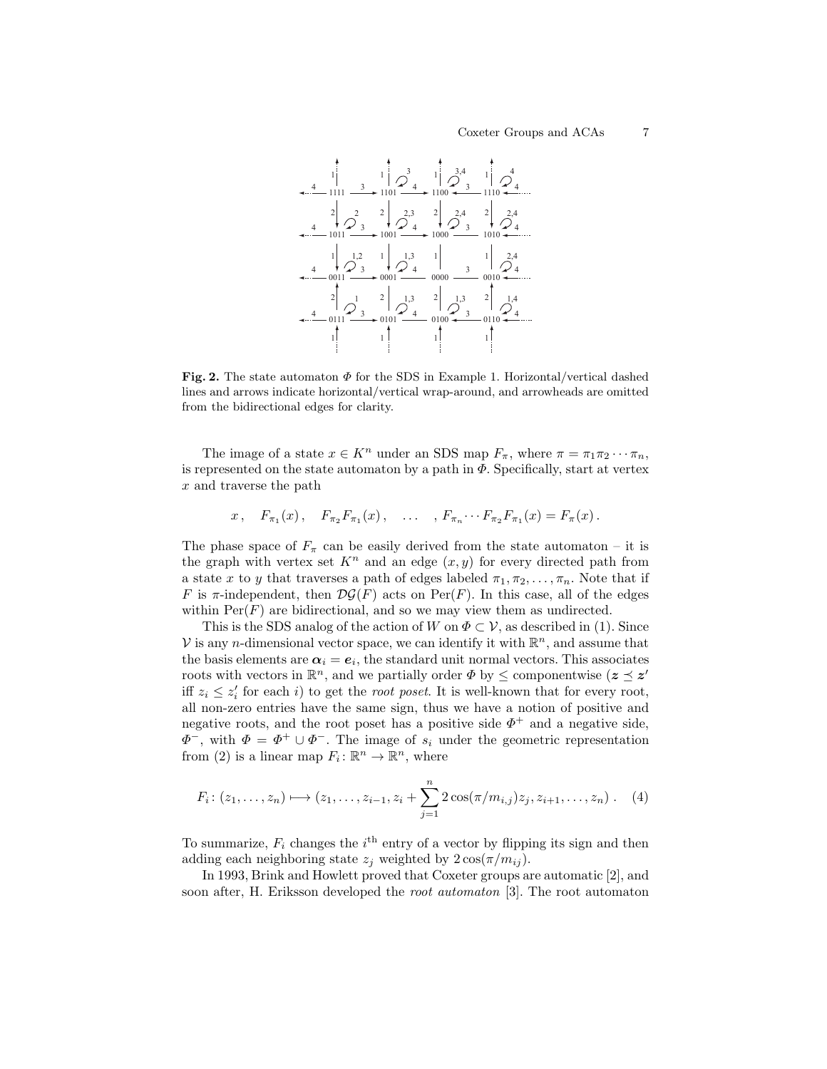**Fig. 2.** The state automaton $\Phi$ for the SDS in Example 1. Horizontal/vertical dashed lines and arrows indicate horizontal/vertical wrap-around, and arrowheads are omitted from the bidirectional edges for clarity.

The image of a state $x \in K^n$ under an SDS map $F_\pi$, where $\pi = \pi_1\pi_2 \cdots \pi_n$, is represented on the state automaton by a path in $\Phi$. Specifically, start at vertex $x$ and traverse the path

$$x\,, \quad F_{\pi_1}(x)\,, \quad F_{\pi_2}F_{\pi_1}(x)\,, \quad \ldots \quad , F_{\pi_n} \cdots F_{\pi_2}F_{\pi_1}(x) = F_\pi(x)\,.$$

The phase space of $F_\pi$ can be easily derived from the state automaton – it is the graph with vertex set $K^n$ and an edge $(x, y)$ for every directed path from a state $x$ to $y$ that traverses a path of edges labeled $\pi_1, \pi_2, \ldots, \pi_n$. Note that if $F$ is $\pi$-independent, then $\mathcal{DG}(F)$ acts on $\mathrm{Per}(F)$. In this case, all of the edges within $\mathrm{Per}(F)$ are bidirectional, and so we may view them as undirected.

This is the SDS analog of the action of $W$ on $\Phi \subset \mathcal{V}$, as described in (1). Since $\mathcal{V}$ is any $n$-dimensional vector space, we can identify it with $\mathbb{R}^n$, and assume that the basis elements are $\boldsymbol{\alpha}_i = \boldsymbol{e}_i$, the standard unit normal vectors. This associates roots with vectors in $\mathbb{R}^n$, and we partially order $\Phi$ by $\leq$ componentwise ($\boldsymbol{z} \preceq \boldsymbol{z}'$ iff $z_i \leq z'_i$ for each $i$) to get the *root poset*. It is well-known that for every root, all non-zero entries have the same sign, thus we have a notion of positive and negative roots, and the root poset has a positive side $\Phi^+$ and a negative side, $\Phi^-$, with $\Phi = \Phi^+ \cup \Phi^-$. The image of $s_i$ under the geometric representation from (2) is a linear map $F_i \colon \mathbb{R}^n \to \mathbb{R}^n$, where

$$F_i \colon (z_1, \ldots, z_n) \longmapsto (z_1, \ldots, z_{i-1}, z_i + \sum_{j=1}^{n} 2\cos(\pi/m_{i,j}) z_j, z_{i+1}, \ldots, z_n)\,. \quad (4)$$

To summarize, $F_i$ changes the $i^{\text{th}}$ entry of a vector by flipping its sign and then adding each neighboring state $z_j$ weighted by $2\cos(\pi/m_{ij})$.

In 1993, Brink and Howlett proved that Coxeter groups are automatic [2], and soon after, H. Eriksson developed the *root automaton* [3]. The root automaton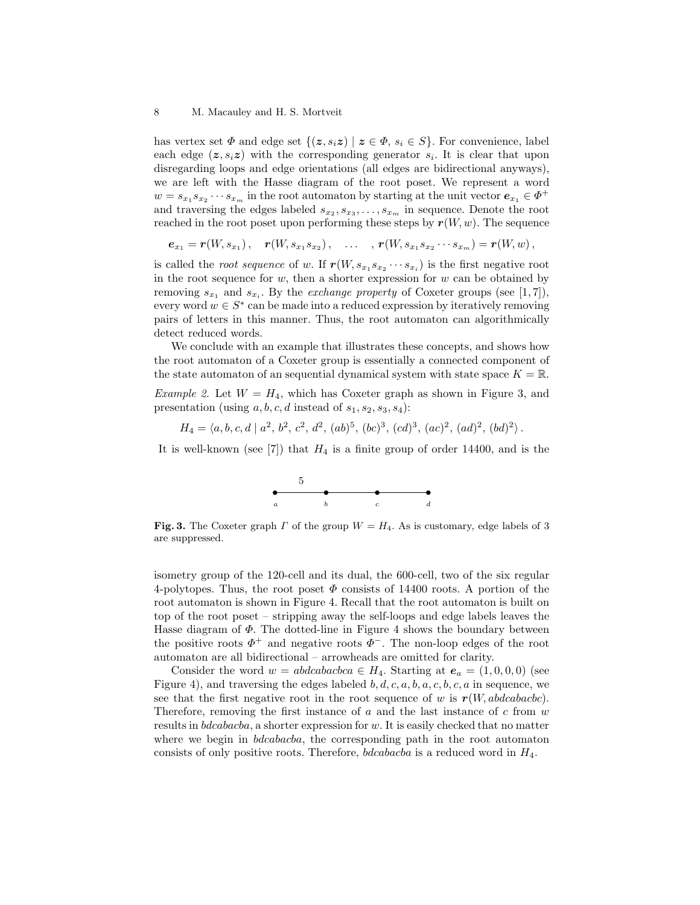has vertex set $\Phi$ and edge set $\{(\boldsymbol{z}, s_i\boldsymbol{z}) \mid \boldsymbol{z} \in \Phi,\, s_i \in S\}$. For convenience, label each edge $(\boldsymbol{z}, s_i\boldsymbol{z})$ with the corresponding generator $s_i$. It is clear that upon disregarding loops and edge orientations (all edges are bidirectional anyways), we are left with the Hasse diagram of the root poset. We represent a word $w = s_{x_1}s_{x_2}\cdots s_{x_m}$ in the root automaton by starting at the unit vector $\boldsymbol{e}_{x_1} \in \Phi^+$ and traversing the edges labeled $s_{x_2}, s_{x_3}, \ldots, s_{x_m}$ in sequence. Denote the root reached in the root poset upon performing these steps by $\boldsymbol{r}(W, w)$. The sequence

$$\boldsymbol{e}_{x_1} = \boldsymbol{r}(W, s_{x_1})\,, \quad \boldsymbol{r}(W, s_{x_1}s_{x_2})\,, \quad \ldots \quad , \boldsymbol{r}(W, s_{x_1}s_{x_2}\cdots s_{x_m}) = \boldsymbol{r}(W, w)\,,$$

is called the *root sequence* of $w$. If $\boldsymbol{r}(W, s_{x_1}s_{x_2}\cdots s_{x_i})$ is the first negative root in the root sequence for $w$, then a shorter expression for $w$ can be obtained by removing $s_{x_1}$ and $s_{x_i}$. By the *exchange property* of Coxeter groups (see [1, 7]), every word $w \in S^*$ can be made into a reduced expression by iteratively removing pairs of letters in this manner. Thus, the root automaton can algorithmically detect reduced words.

We conclude with an example that illustrates these concepts, and shows how the root automaton of a Coxeter group is essentially a connected component of the state automaton of an sequential dynamical system with state space $K = \mathbb{R}$.

*Example 2.* Let $W = H_4$, which has Coxeter graph as shown in Figure 3, and presentation (using $a, b, c, d$ instead of $s_1, s_2, s_3, s_4$):

$$H_4 = \langle a, b, c, d \mid a^2,\, b^2,\, c^2,\, d^2,\, (ab)^5,\, (bc)^3,\, (cd)^3,\, (ac)^2,\, (ad)^2,\, (bd)^2\rangle\,.$$

It is well-known (see [7]) that $H_4$ is a finite group of order 14400, and is the

**Fig. 3.** The Coxeter graph $\Gamma$ of the group $W = H_4$. As is customary, edge labels of 3 are suppressed.

isometry group of the 120-cell and its dual, the 600-cell, two of the six regular 4-polytopes. Thus, the root poset $\Phi$ consists of 14400 roots. A portion of the root automaton is shown in Figure 4. Recall that the root automaton is built on top of the root poset – stripping away the self-loops and edge labels leaves the Hasse diagram of $\Phi$. The dotted-line in Figure 4 shows the boundary between the positive roots $\Phi^+$ and negative roots $\Phi^-$. The non-loop edges of the root automaton are all bidirectional – arrowheads are omitted for clarity.

Consider the word $w = abdcabacbca \in H_4$. Starting at $\boldsymbol{e}_a = (1, 0, 0, 0)$ (see Figure 4), and traversing the edges labeled $b, d, c, a, b, a, c, b, c, a$ in sequence, we see that the first negative root in the root sequence of $w$ is $\boldsymbol{r}(W, abdcabacbc)$. Therefore, removing the first instance of $a$ and the last instance of $c$ from $w$ results in $bdcabacba$, a shorter expression for $w$. It is easily checked that no matter where we begin in $bdcabacba$, the corresponding path in the root automaton consists of only positive roots. Therefore, $bdcabacba$ is a reduced word in $H_4$.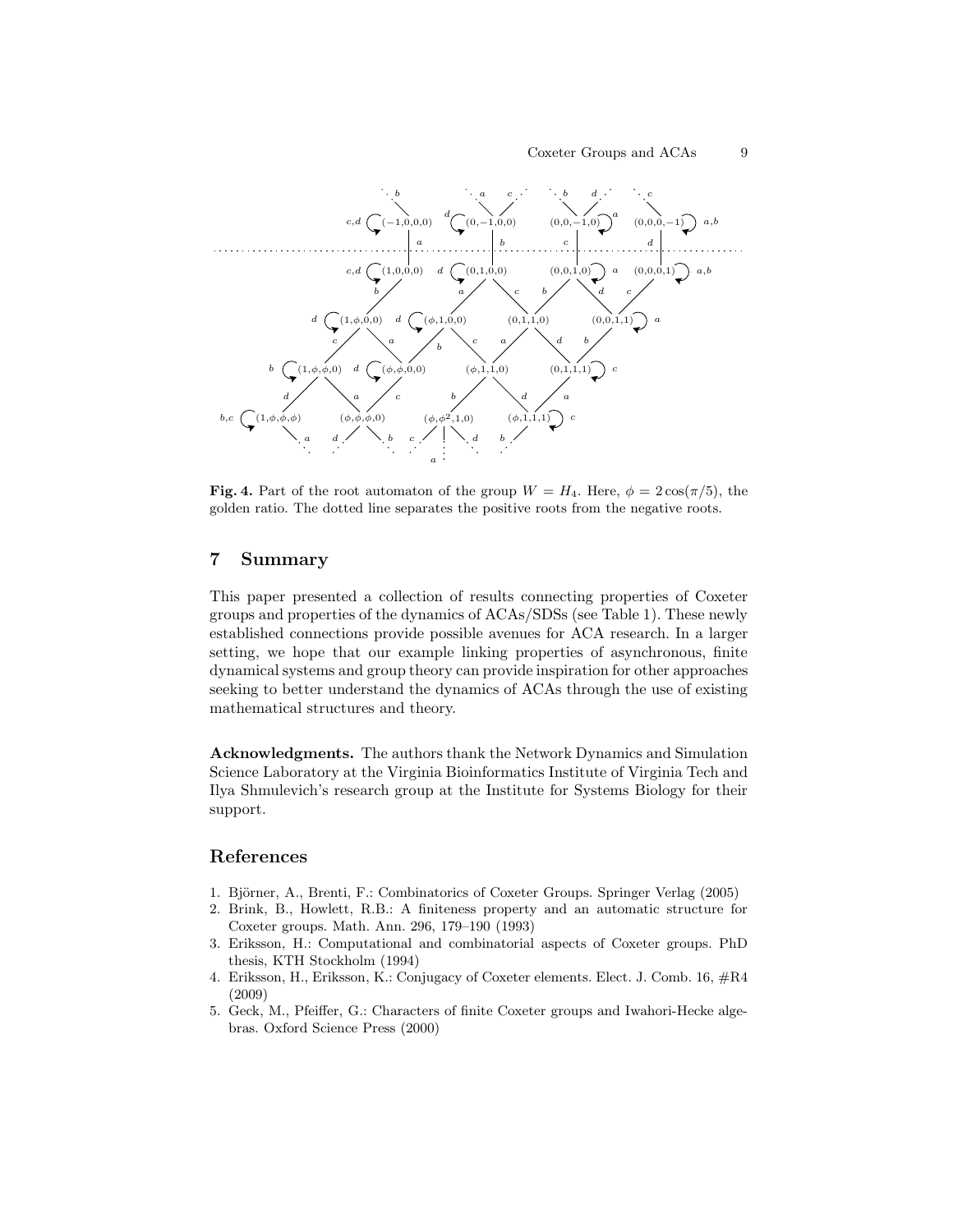**Fig. 4.** Part of the root automaton of the group $W = H_4$. Here, $\phi = 2\cos(\pi/5)$, the golden ratio. The dotted line separates the positive roots from the negative roots.

## 7 Summary

This paper presented a collection of results connecting properties of Coxeter groups and properties of the dynamics of ACAs/SDSs (see Table 1). These newly established connections provide possible avenues for ACA research. In a larger setting, we hope that our example linking properties of asynchronous, finite dynamical systems and group theory can provide inspiration for other approaches seeking to better understand the dynamics of ACAs through the use of existing mathematical structures and theory.

**Acknowledgments.** The authors thank the Network Dynamics and Simulation Science Laboratory at the Virginia Bioinformatics Institute of Virginia Tech and Ilya Shmulevich's research group at the Institute for Systems Biology for their support.

## References

1. Björner, A., Brenti, F.: Combinatorics of Coxeter Groups. Springer Verlag (2005)
2. Brink, B., Howlett, R.B.: A finiteness property and an automatic structure for Coxeter groups. Math. Ann. 296, 179–190 (1993)
3. Eriksson, H.: Computational and combinatorial aspects of Coxeter groups. PhD thesis, KTH Stockholm (1994)
4. Eriksson, H., Eriksson, K.: Conjugacy of Coxeter elements. Elect. J. Comb. 16, #R4 (2009)
5. Geck, M., Pfeiffer, G.: Characters of finite Coxeter groups and Iwahori-Hecke algebras. Oxford Science Press (2000)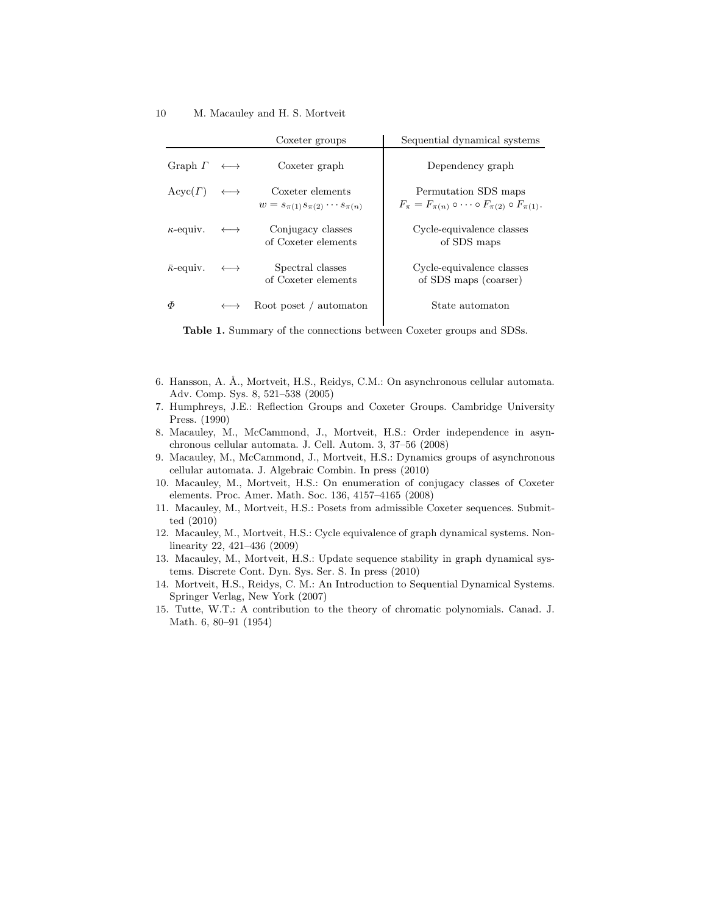| | | Coxeter groups | Sequential dynamical systems |
|---|---|---|---|
| Graph $\Gamma$ | $\longleftrightarrow$ | Coxeter graph | Dependency graph |
| $\mathrm{Acyc}(\Gamma)$ | $\longleftrightarrow$ | Coxeter elements $w = s_{\pi(1)} s_{\pi(2)} \cdots s_{\pi(n)}$ | Permutation SDS maps $F_\pi = F_{\pi(n)} \circ \cdots \circ F_{\pi(2)} \circ F_{\pi(1)}$. |
| $\kappa$-equiv. | $\longleftrightarrow$ | Conjugacy classes of Coxeter elements | Cycle-equivalence classes of SDS maps |
| $\bar{\kappa}$-equiv. | $\longleftrightarrow$ | Spectral classes of Coxeter elements | Cycle-equivalence classes of SDS maps (coarser) |
| $\Phi$ | $\longleftrightarrow$ | Root poset / automaton | State automaton |

**Table 1.** Summary of the connections between Coxeter groups and SDSs.

6. Hansson, A. Å., Mortveit, H.S., Reidys, C.M.: On asynchronous cellular automata. Adv. Comp. Sys. 8, 521–538 (2005)
7. Humphreys, J.E.: Reflection Groups and Coxeter Groups. Cambridge University Press. (1990)
8. Macauley, M., McCammond, J., Mortveit, H.S.: Order independence in asynchronous cellular automata. J. Cell. Autom. 3, 37–56 (2008)
9. Macauley, M., McCammond, J., Mortveit, H.S.: Dynamics groups of asynchronous cellular automata. J. Algebraic Combin. In press (2010)
10. Macauley, M., Mortveit, H.S.: On enumeration of conjugacy classes of Coxeter elements. Proc. Amer. Math. Soc. 136, 4157–4165 (2008)
11. Macauley, M., Mortveit, H.S.: Posets from admissible Coxeter sequences. Submitted (2010)
12. Macauley, M., Mortveit, H.S.: Cycle equivalence of graph dynamical systems. Nonlinearity 22, 421–436 (2009)
13. Macauley, M., Mortveit, H.S.: Update sequence stability in graph dynamical systems. Discrete Cont. Dyn. Sys. Ser. S. In press (2010)
14. Mortveit, H.S., Reidys, C. M.: An Introduction to Sequential Dynamical Systems. Springer Verlag, New York (2007)
15. Tutte, W.T.: A contribution to the theory of chromatic polynomials. Canad. J. Math. 6, 80–91 (1954)